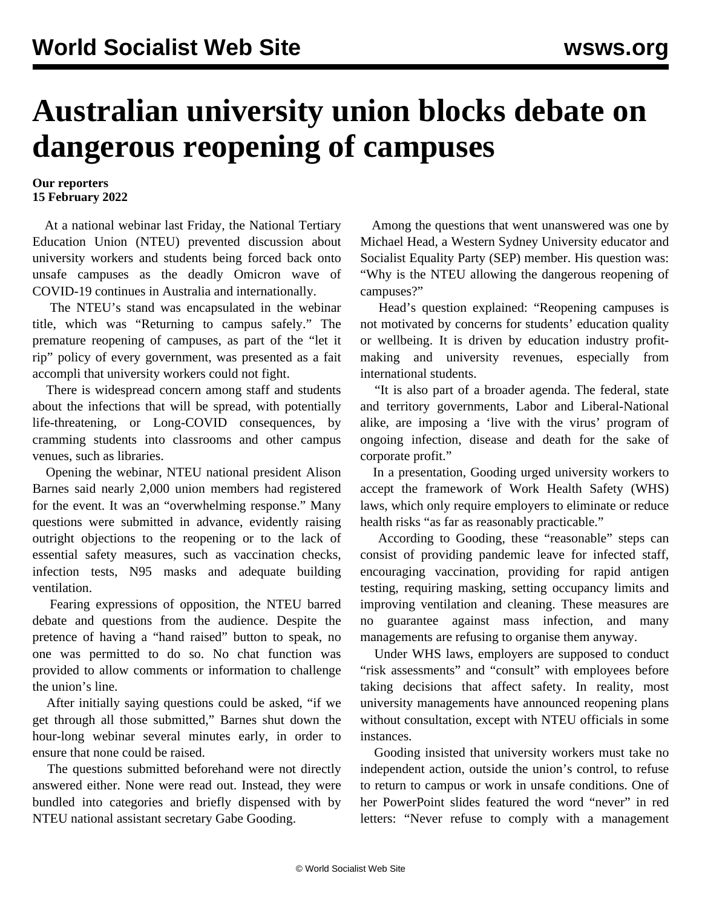# Australian university union blocks debate on dangerous reopening of campuses

**Our reporters**
**15 February 2022**

At a national webinar last Friday, the National Tertiary Education Union (NTEU) prevented discussion about university workers and students being forced back onto unsafe campuses as the deadly Omicron wave of COVID-19 continues in Australia and internationally.

The NTEU's stand was encapsulated in the webinar title, which was "Returning to campus safely." The premature reopening of campuses, as part of the "let it rip" policy of every government, was presented as a fait accompli that university workers could not fight.

There is widespread concern among staff and students about the infections that will be spread, with potentially life-threatening, or Long-COVID consequences, by cramming students into classrooms and other campus venues, such as libraries.

Opening the webinar, NTEU national president Alison Barnes said nearly 2,000 union members had registered for the event. It was an "overwhelming response." Many questions were submitted in advance, evidently raising outright objections to the reopening or to the lack of essential safety measures, such as vaccination checks, infection tests, N95 masks and adequate building ventilation.

Fearing expressions of opposition, the NTEU barred debate and questions from the audience. Despite the pretence of having a "hand raised" button to speak, no one was permitted to do so. No chat function was provided to allow comments or information to challenge the union's line.

After initially saying questions could be asked, "if we get through all those submitted," Barnes shut down the hour-long webinar several minutes early, in order to ensure that none could be raised.

The questions submitted beforehand were not directly answered either. None were read out. Instead, they were bundled into categories and briefly dispensed with by NTEU national assistant secretary Gabe Gooding.

Among the questions that went unanswered was one by Michael Head, a Western Sydney University educator and Socialist Equality Party (SEP) member. His question was: "Why is the NTEU allowing the dangerous reopening of campuses?"

Head's question explained: "Reopening campuses is not motivated by concerns for students' education quality or wellbeing. It is driven by education industry profit-making and university revenues, especially from international students.

"It is also part of a broader agenda. The federal, state and territory governments, Labor and Liberal-National alike, are imposing a 'live with the virus' program of ongoing infection, disease and death for the sake of corporate profit."

In a presentation, Gooding urged university workers to accept the framework of Work Health Safety (WHS) laws, which only require employers to eliminate or reduce health risks "as far as reasonably practicable."

According to Gooding, these "reasonable" steps can consist of providing pandemic leave for infected staff, encouraging vaccination, providing for rapid antigen testing, requiring masking, setting occupancy limits and improving ventilation and cleaning. These measures are no guarantee against mass infection, and many managements are refusing to organise them anyway.

Under WHS laws, employers are supposed to conduct "risk assessments" and "consult" with employees before taking decisions that affect safety. In reality, most university managements have announced reopening plans without consultation, except with NTEU officials in some instances.

Gooding insisted that university workers must take no independent action, outside the union's control, to refuse to return to campus or work in unsafe conditions. One of her PowerPoint slides featured the word "never" in red letters: "Never refuse to comply with a management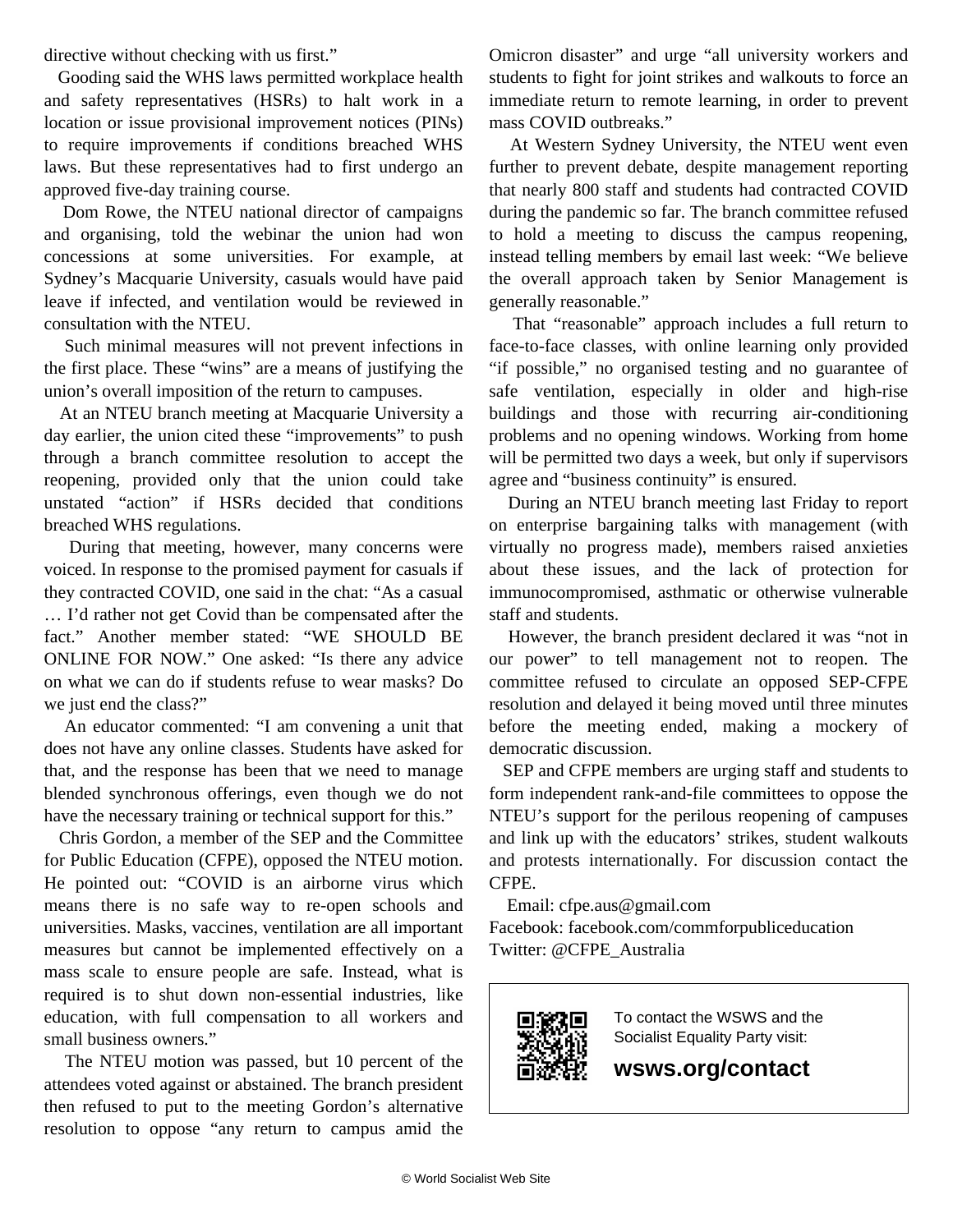directive without checking with us first."

Gooding said the WHS laws permitted workplace health and safety representatives (HSRs) to halt work in a location or issue provisional improvement notices (PINs) to require improvements if conditions breached WHS laws. But these representatives had to first undergo an approved five-day training course.

Dom Rowe, the NTEU national director of campaigns and organising, told the webinar the union had won concessions at some universities. For example, at Sydney's Macquarie University, casuals would have paid leave if infected, and ventilation would be reviewed in consultation with the NTEU.

Such minimal measures will not prevent infections in the first place. These "wins" are a means of justifying the union's overall imposition of the return to campuses.

At an NTEU branch meeting at Macquarie University a day earlier, the union cited these "improvements" to push through a branch committee resolution to accept the reopening, provided only that the union could take unstated "action" if HSRs decided that conditions breached WHS regulations.

During that meeting, however, many concerns were voiced. In response to the promised payment for casuals if they contracted COVID, one said in the chat: "As a casual … I'd rather not get Covid than be compensated after the fact." Another member stated: "WE SHOULD BE ONLINE FOR NOW." One asked: "Is there any advice on what we can do if students refuse to wear masks? Do we just end the class?"

An educator commented: "I am convening a unit that does not have any online classes. Students have asked for that, and the response has been that we need to manage blended synchronous offerings, even though we do not have the necessary training or technical support for this."

Chris Gordon, a member of the SEP and the Committee for Public Education (CFPE), opposed the NTEU motion. He pointed out: "COVID is an airborne virus which means there is no safe way to re-open schools and universities. Masks, vaccines, ventilation are all important measures but cannot be implemented effectively on a mass scale to ensure people are safe. Instead, what is required is to shut down non-essential industries, like education, with full compensation to all workers and small business owners."

The NTEU motion was passed, but 10 percent of the attendees voted against or abstained. The branch president then refused to put to the meeting Gordon's alternative resolution to oppose "any return to campus amid the Omicron disaster" and urge "all university workers and students to fight for joint strikes and walkouts to force an immediate return to remote learning, in order to prevent mass COVID outbreaks."

At Western Sydney University, the NTEU went even further to prevent debate, despite management reporting that nearly 800 staff and students had contracted COVID during the pandemic so far. The branch committee refused to hold a meeting to discuss the campus reopening, instead telling members by email last week: "We believe the overall approach taken by Senior Management is generally reasonable."

That "reasonable" approach includes a full return to face-to-face classes, with online learning only provided "if possible," no organised testing and no guarantee of safe ventilation, especially in older and high-rise buildings and those with recurring air-conditioning problems and no opening windows. Working from home will be permitted two days a week, but only if supervisors agree and "business continuity" is ensured.

During an NTEU branch meeting last Friday to report on enterprise bargaining talks with management (with virtually no progress made), members raised anxieties about these issues, and the lack of protection for immunocompromised, asthmatic or otherwise vulnerable staff and students.

However, the branch president declared it was "not in our power" to tell management not to reopen. The committee refused to circulate an opposed SEP-CFPE resolution and delayed it being moved until three minutes before the meeting ended, making a mockery of democratic discussion.

SEP and CFPE members are urging staff and students to form independent rank-and-file committees to oppose the NTEU's support for the perilous reopening of campuses and link up with the educators' strikes, student walkouts and protests internationally. For discussion contact the CFPE.

Email: cfpe.aus@gmail.com
Facebook: facebook.com/commforpubliceducation
Twitter: @CFPE_Australia

To contact the WSWS and the Socialist Equality Party visit:

**wsws.org/contact**